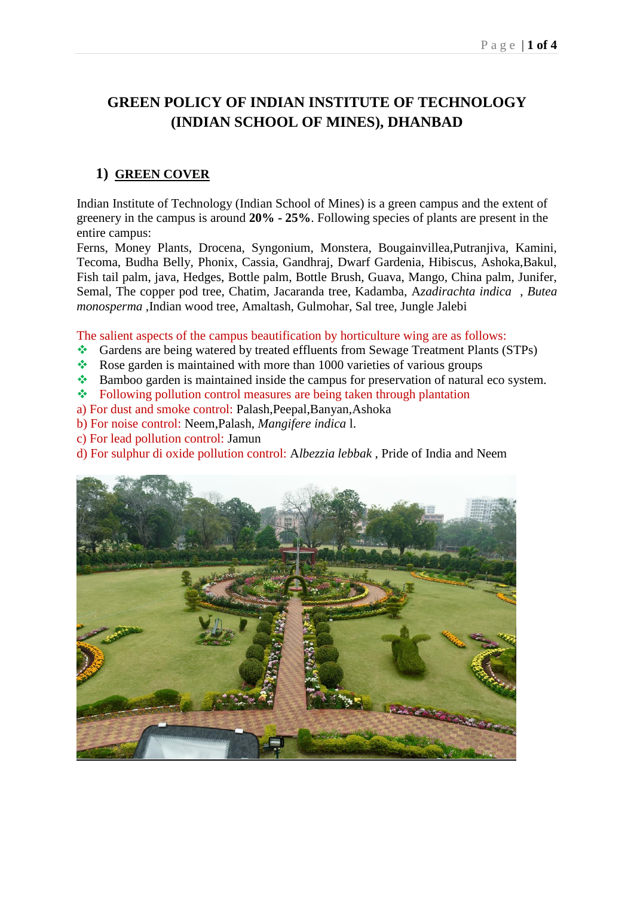# GREEN POLICY OF INDIAN INSTITUTE OF TECHNOLOGY (INDIAN SCHOOL OF MINES), DHANBAD

## 1) GREEN COVER

Indian Institute of Technology (Indian School of Mines) is a green campus and the extent of greenery in the campus is around **20% - 25%**. Following species of plants are present in the entire campus:

Ferns, Money Plants, Drocena, Syngonium, Monstera, Bougainvillea,Putranjiva, Kamini, Tecoma, Budha Belly, Phonix, Cassia, Gandhraj, Dwarf Gardenia, Hibiscus, Ashoka,Bakul, Fish tail palm, java, Hedges, Bottle palm, Bottle Brush, Guava, Mango, China palm, Junifer, Semal, The copper pod tree, Chatim, Jacaranda tree, Kadamba, A*zadirachta indica* , *Butea monosperma* ,Indian wood tree, Amaltash, Gulmohar, Sal tree, Jungle Jalebi

The salient aspects of the campus beautification by horticulture wing are as follows:

- Gardens are being watered by treated effluents from Sewage Treatment Plants (STPs)
- Rose garden is maintained with more than 1000 varieties of various groups
- Bamboo garden is maintained inside the campus for preservation of natural eco system.
- Following pollution control measures are being taken through plantation

a) For dust and smoke control: Palash,Peepal,Banyan,Ashoka

b) For noise control: Neem,Palash, *Mangifere indica* l.

c) For lead pollution control: Jamun

d) For sulphur di oxide pollution control: A*lbezzia lebbak* , Pride of India and Neem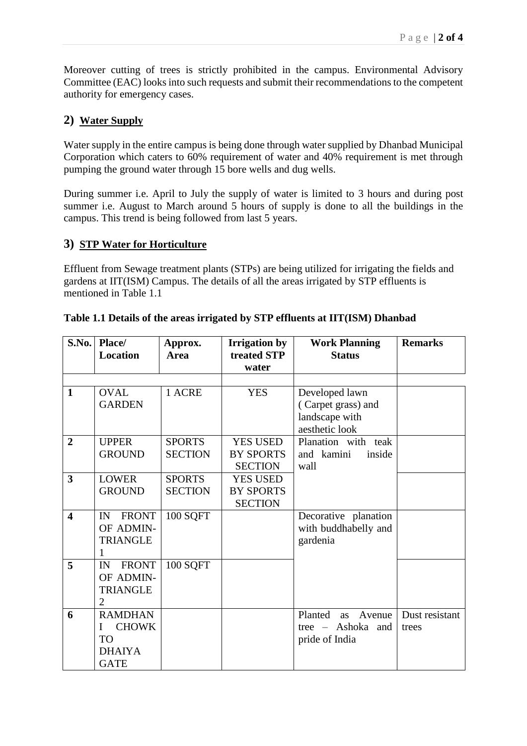Moreover cutting of trees is strictly prohibited in the campus. Environmental Advisory Committee (EAC) looks into such requests and submit their recommendations to the competent authority for emergency cases.

## 2) Water Supply

Water supply in the entire campus is being done through water supplied by Dhanbad Municipal Corporation which caters to 60% requirement of water and 40% requirement is met through pumping the ground water through 15 bore wells and dug wells.

During summer i.e. April to July the supply of water is limited to 3 hours and during post summer i.e. August to March around 5 hours of supply is done to all the buildings in the campus. This trend is being followed from last 5 years.

## 3) STP Water for Horticulture

Effluent from Sewage treatment plants (STPs) are being utilized for irrigating the fields and gardens at IIT(ISM) Campus. The details of all the areas irrigated by STP effluents is mentioned in Table 1.1

**Table 1.1 Details of the areas irrigated by STP effluents at IIT(ISM) Dhanbad**

| S.No. | Place/ Location | Approx. Area | Irrigation by treated STP water | Work Planning Status | Remarks |
|---|---|---|---|---|---|
| | | | | | |
| 1 | OVAL GARDEN | 1 ACRE | YES | Developed lawn ( Carpet grass) and landscape with aesthetic look | |
| 2 | UPPER GROUND | SPORTS SECTION | YES USED BY SPORTS SECTION | Planation with teak and kamini inside wall | |
| 3 | LOWER GROUND | SPORTS SECTION | YES USED BY SPORTS SECTION | | |
| 4 | IN FRONT OF ADMIN-TRIANGLE 1 | 100 SQFT | | Decorative planation with buddhabelly and gardenia | |
| 5 | IN FRONT OF ADMIN-TRIANGLE 2 | 100 SQFT | | | |
| 6 | RAMDHANI CHOWK TO DHAIYA GATE | | | Planted as Avenue tree – Ashoka and pride of India | Dust resistant trees |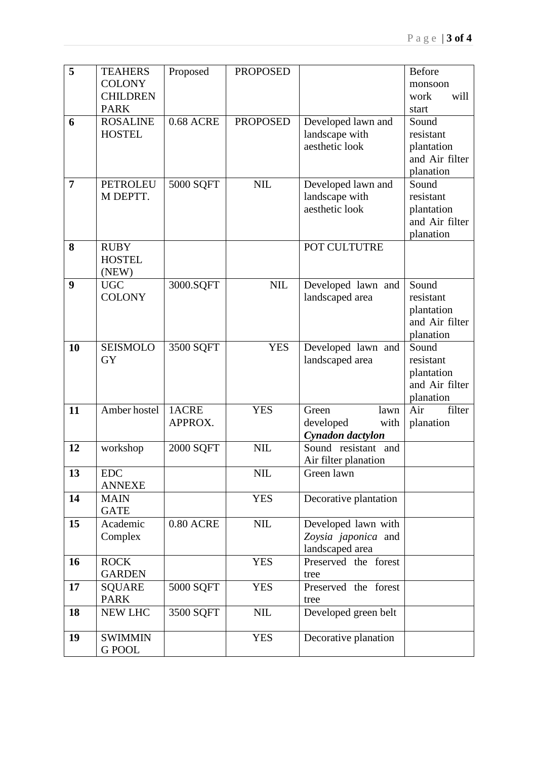| 5 | TEAHERS COLONY CHILDREN PARK | Proposed | PROPOSED | | Before monsoon work will start |
|---|---|---|---|---|---|
| 6 | ROSALINE HOSTEL | 0.68 ACRE | PROPOSED | Developed lawn and landscape with aesthetic look | Sound resistant plantation and Air filter planation |
| 7 | PETROLEUM DEPTT. | 5000 SQFT | NIL | Developed lawn and landscape with aesthetic look | Sound resistant plantation and Air filter planation |
| 8 | RUBY HOSTEL (NEW) | | | POT CULTUTRE | |
| 9 | UGC COLONY | 3000.SQFT | NIL | Developed lawn and landscaped area | Sound resistant plantation and Air filter planation |
| 10 | SEISMOLOGY | 3500 SQFT | YES | Developed lawn and landscaped area | Sound resistant plantation and Air filter planation |
| 11 | Amber hostel | 1ACRE APPROX. | YES | Green lawn developed with ***Cynadon dactylon*** | Air filter planation |
| 12 | workshop | 2000 SQFT | NIL | Sound resistant and Air filter planation | |
| 13 | EDC ANNEXE | | NIL | Green lawn | |
| 14 | MAIN GATE | | YES | Decorative plantation | |
| 15 | Academic Complex | 0.80 ACRE | NIL | Developed lawn with *Zoysia japonica* and landscaped area | |
| 16 | ROCK GARDEN | | YES | Preserved the forest tree | |
| 17 | SQUARE PARK | 5000 SQFT | YES | Preserved the forest tree | |
| 18 | NEW LHC | 3500 SQFT | NIL | Developed green belt | |
| 19 | SWIMMING POOL | | YES | Decorative planation | |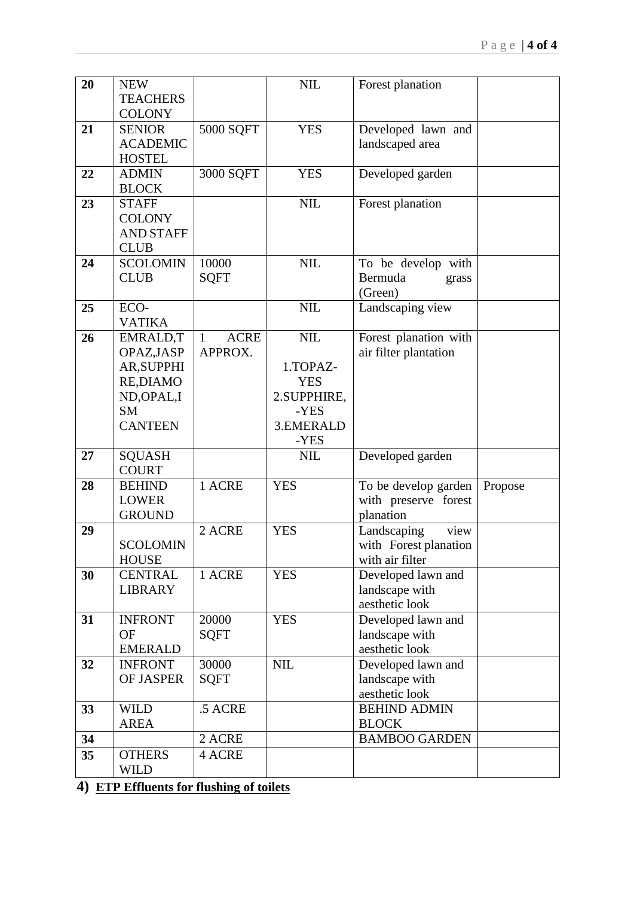| 20 | NEW TEACHERS COLONY | | NIL | Forest planation | |
|---|---|---|---|---|---|
| 21 | SENIOR ACADEMIC HOSTEL | 5000 SQFT | YES | Developed lawn and landscaped area | |
| 22 | ADMIN BLOCK | 3000 SQFT | YES | Developed garden | |
| 23 | STAFF COLONY AND STAFF CLUB | | NIL | Forest planation | |
| 24 | SCOLOMIN CLUB | 10000 SQFT | NIL | To be develop with Bermuda grass (Green) | |
| 25 | ECO-VATIKA | | NIL | Landscaping view | |
| 26 | EMRALD,TOPAZ,JASPAR,SUPPHIRE,DIAMOND,OPAL,ISM CANTEEN | 1 ACRE APPROX. | NIL<br>1.TOPAZ-YES<br>2.SUPPHIRE,-YES<br>3.EMERALD-YES | Forest planation with air filter plantation | |
| 27 | SQUASH COURT | | NIL | Developed garden | |
| 28 | BEHIND LOWER GROUND | 1 ACRE | YES | To be develop garden with preserve forest planation | Propose |
| 29 | SCOLOMIN HOUSE | 2 ACRE | YES | Landscaping view with Forest planation with air filter | |
| 30 | CENTRAL LIBRARY | 1 ACRE | YES | Developed lawn and landscape with aesthetic look | |
| 31 | INFRONT OF EMERALD | 20000 SQFT | YES | Developed lawn and landscape with aesthetic look | |
| 32 | INFRONT OF JASPER | 30000 SQFT | NIL | Developed lawn and landscape with aesthetic look | |
| 33 | WILD AREA | .5 ACRE | | BEHIND ADMIN BLOCK | |
| 34 | | 2 ACRE | | BAMBOO GARDEN | |
| 35 | OTHERS WILD | 4 ACRE | | | |

**4) ETP Effluents for flushing of toilets**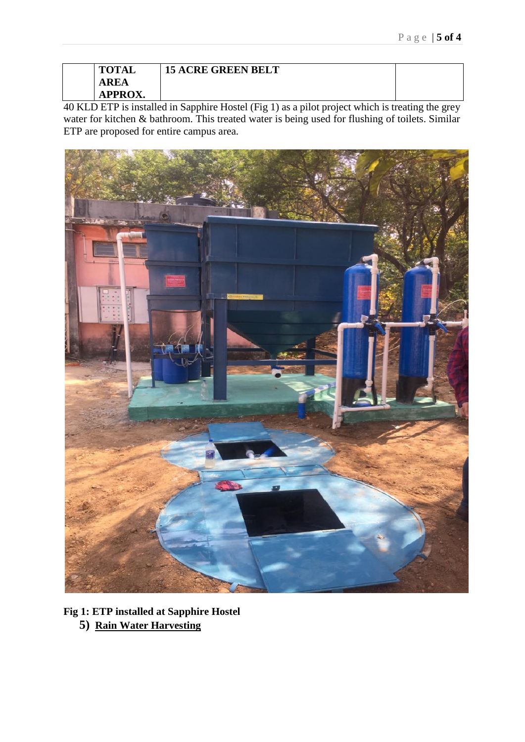|  | TOTAL AREA APPROX. | 15 ACRE GREEN BELT |  |
|---|---|---|---|

40 KLD ETP is installed in Sapphire Hostel (Fig 1) as a pilot project which is treating the grey water for kitchen & bathroom. This treated water is being used for flushing of toilets. Similar ETP are proposed for entire campus area.

**Fig 1: ETP installed at Sapphire Hostel**

5) **Rain Water Harvesting**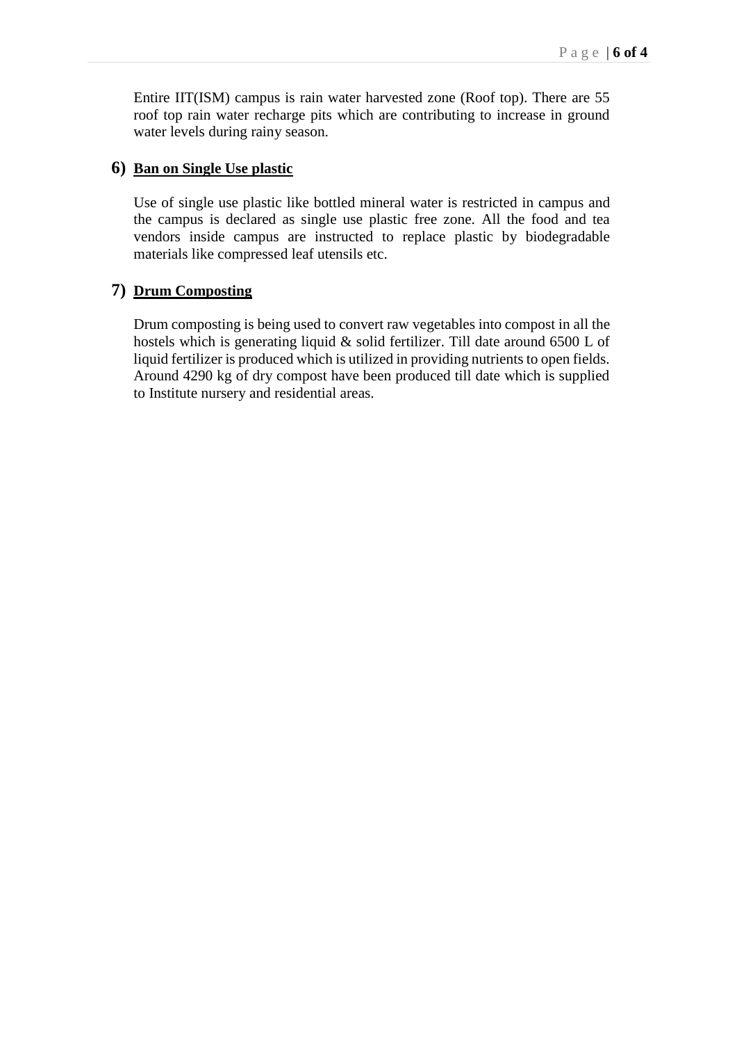Entire IIT(ISM) campus is rain water harvested zone (Roof top). There are 55 roof top rain water recharge pits which are contributing to increase in ground water levels during rainy season.

## 6) Ban on Single Use plastic

Use of single use plastic like bottled mineral water is restricted in campus and the campus is declared as single use plastic free zone. All the food and tea vendors inside campus are instructed to replace plastic by biodegradable materials like compressed leaf utensils etc.

## 7) Drum Composting

Drum composting is being used to convert raw vegetables into compost in all the hostels which is generating liquid & solid fertilizer. Till date around 6500 L of liquid fertilizer is produced which is utilized in providing nutrients to open fields. Around 4290 kg of dry compost have been produced till date which is supplied to Institute nursery and residential areas.